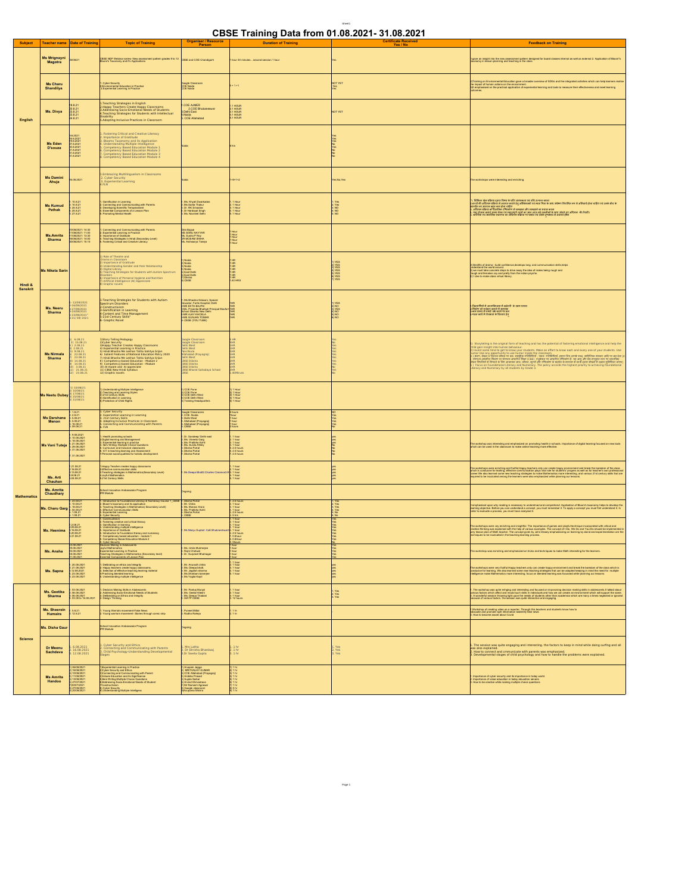# CBSE Training Data from 01.08.2021- 31.08.2021

| Subject | Teacher name | Date of Training | Topic of Training | Organiser / Resource Person | Duration of Training | Certificate Received Yes / No | Feedback on Training |
|---|---|---|---|---|---|---|---|
| English | Ms Mrignayni Magotra | 06/08/21 | CBSE NEP Webinar series- New assessment pattern grades 9 to 12 Bloom's Taxonomy and it's Applications | CBSE and COE Chandigarh | 1 hour 30 minutes... second session 1 hour | Yes | It gave an insight into the new assessment pattern designed for board classes internal as well as external. 2. Application of Bloom"s taxonomy in lesson planning and teaching in the class. |
| | Ms Charu Shandilya | | 1. Cyber Security 2.Environmental Education in Practice 3.Experiential Learning in Practice | Google Classroom COE Noida COE Noida | 4 + 1 + 1 | NOT YET Yes Yes | i)Training on Environmental Education gave a broader overview of SDGs and the integrated activities which can help learners realise the impact of human actions on the environment. ii)It emphasized on the practical application of experiential learning and tools to measure their effectiveness and meet learning outcomes. |
| | Ms. Divya | 18.8.21 20.8.21 23.8.21 23.8.21 24.8.21 | 1.Teaching Strategies in English 2.Happy Teachers Create Happy Classrooms 3.Addressing Socio-Emotional Needs of Students 4.Teaching Strategies for Students with Intellectual Disability 5.Adopting Inclusive Practices in Classroom | 1.COE AJMER 2.COE Bhubaneswar 3.Delhi East 4.Noida 5. COE Allahabad | 1.1 HOUR 2.1 HOUR 3.1 HOUR 4.1 HOUR 5.1 HOUR | NOT YET | |
| | Ms Eden D'souza | 5.8.2021 14.8.2021 15.8.2021 17.8.2021 10.8.2021 31.8.2021 31.8.2021 31.8.2021 | 1. Fostering Critical and Creative Literacy 2. Importance of Gratitude 3. Blooms Taxonomy and its Application 4. Understanding Multiple Intelligence 5. Competency Based Education Module 1 6. Competency Based Education Module 2 7. Competency Based Education Module 3 8. Competency Based Education Module 4 | Noida | 8 hrs | Yes Yes Yes No Yes No No No | |
| | Ms Damini Ahuja | 16.08.2021 | 1.Embracing Multilingualism in Classrooms 2. Cyber Security 3. Experiential Learning 4.FLN | Noida | 1+6+1+2 | Yes,No,Yes | The workshops were interesting and enriching. |
| Hindi & Sanskrit | Ms Kumud Pathak | 1. 10.8.21 2. 10.8.21 3. 20.8.21 4. 25.8.21 5. 27.8.21 | 1. Gamification in Learning 2. Connecting and Communicating with Parents 3. Developing Scientific Temperament 4. Essential Components of a Lesson Plan 5. Promoting Mental Health | 1. Ms. Khyati Dwarkadas 2. Ms Sarita Thakur 3. Dr. RK Srivastav 4. Dr Harshpal Singh 5. Ms. Navneet Sethi | 1. 1 Hour 2. 1 Hour 3. 1 Hour 4. 1 Hour 5. 1 Hour | 1. Yes 2. Yes 3. Yes 4. NO 5. NO | 1. विभिन्न खेल प्रक्रिया द्वारा शिक्षा के प्रति जागरूकता एवं रुचि उत्पन्न करना 2.बच्चों की अभिभावक प्रक्रिया में अवगत कराने हेतु अभिभावकों एवं अध्यापक शिक्षा के साथ संवेदना निरंतरित होना हो अभिभावकों द्वारा वार्तालाप एवं उनके बीच के सामंजस्य का अवगत कराना रूप होना चाहिए 3. अभिनव प्रक्रिया को वैज्ञानिक दृष्टिकोण से समझना और समझाने का प्रयास करना 4. पाठ योजना बनाते समय किन पांच महत्वपूर्ण बातों का ध्यान रखना चाहिए जो सहायकों के साथ जोड़ने हुए अभिनव भी निकालें। 5. मानसिक एवं भावनात्मक स्वास्थ्य का अभिवृद्धि प्रक्रिया पर प्रभाव एवं उसके युक्तिकता के उपचार होना |
| | Ms.Amrita Sharma | 10/08/2021 14:00 11/08/2021 17:00 11/08/2021 12:30 16/08/2021 16:00 20/08/2021 15:15 | 1. Connecting and Communicating with Parents 2. Experiential Learning in Practice 3. Importance of Gratitude 4. Teaching Strategies in Hindi (Secondary Level) 5. Fostering Critical and Creative Literacy | Bela Bajpai MS.SONU NAYYAR Ms. Sushila P Roy DR MOSAM SINHA Ms. Aishwarya Taneja | 1 Hour 1 Hour 1 Hour 1 Hour 1 Hour | | |
| | Ms Niketa Sarin | 1) Role of Theatre and Drama in Classroom 2) Importance of Gratitude 3) Understanding Gender and their Relationship 4) Digital Library 5) Teaching Strategies for Students with Autism Spectrum Disorders 6) Importance of Personal Hygiene and Nutrition 7) Artificial Intelligence (AI) Appreciate 8) Graphic novels | | 1) Noida 2) Noida 3) Noida 4) Noida 5) East Delhi 6) East Delhi 7) Diksha 8) CBSE | 1 HR 1 HR 1 HR 1 HR 1 HR 1 HR 1 HR 1.40 HRS | 1) YES 2) YES 3) YES 4) YES 5) YES 6) YES 7) YES | i) Benefits of drama - build confidence,develops long- and communication skills,helps understand the world around. ii) we must take concrete steps to drive away the idea of males being rough and tough and females coy and pretty from the indian psyche. iii) I Like to make class virtual library. |
| | Ms. Neeru Sharma | 1- 12/08/2021 2- 16/08/2021 3- 17/08/2021 4- 20/08/2021 5- 23/08/2021 6- 21/ 08/ 2021 | 1-Teaching Strategies for Students with Autism Spectrum Disorders 2-Constructivism 3-Gamification in Learning 4-Content and Time Management 5-21st Century Skills 6- Graphic Novel | 1- Ms Bhavika Golwani, Special educator, Fortis Hospital, Delhi 2-MS EKTA BAJPAI 3-Ms. Priyanka Bhatkal Principal Maruti School Dwarka New Delhi 4-MR AJAY KHOSLA 5-MS GUNJAN TOMAR 6-CBSE (YOU TUBE) | 1HR 1HR 1HR 1HR 1HR 1HR | 1) YES 2) NO 3) YES 4) NO 5) NO 6) NO | 1-विद्यार्थियों में आत्मविश्वास व बोलने के अवसर प्रदान 2-शिक्षण को रुचिकर बनाने में सहायक 3-समय-सारणी में कार्यों का विभाजन 4-पाठ्य करते में ग्राफ़िकल के विस्तार से जुड़े |
| | Ms Nirmala Sharma | 1) 6.08.21 2) 11.08.21 3) 2.08.21 4) 2.08.21 5) 9.08.21 6) 23.08.21 7) 23.08.21 8) 16.08.21 9) 16.08.21 10) 3.08.21 11) 21.08.21 12) 23.08.21 | 1)Story Telling Pedagogy 2)Cyber Security 3)Happy Teacher Creates Happy Classrooms 4) Experiential Learning in Practice 5) Hindi Bhasha Me Lekhan Tatha Sahitya Srijan 6) Salient Features of National Education Policy 2020 7) Hindi Bhasha Me Lekhan Tatha Sahitya Srijan 8) Competency-Based Education - Module 2 9) Competency-Based Education - Module 10) AI Aware and AI appreciate 11) CBSE New Hindi Syllabus 12) Graphic novels | Google Classroom Google Classroom Delhi West Delhi West Panchkula Allahabad (Prayagraj) Delhi West CBSE Diksha CBSE Diksha CBSE Diksha CBSE Diksha CBSE Bharati Sahodaya School CBSE | 6 HR 6HR 1HR 1HR 1HR 1HR 1HR 1HR 1HR 1HR 1HR 1 60Minuts | Yes No Yes Yes Yes Yes Yes Yes Yes Yes Yes No | 1) Storytelling is the original form of teaching and has the potential of fostering emotional intelligence and help the child gain insight into human behaviour. 2) Invest some time to get to know your students. Make an effort to know each and every one of your students. Use humor like any opportunity to use humor inside the classroom. |
| | Ms Neetu Dubey | 1) 10/08/21 2) 12/08/21 3) 17/08/21 4) 25/08/21 5) 31/08/21 | 1) Understanding Multiple Intelligence 2) Teaching and Learning Styles 3) 21st Century Skills 4) Gamification in Learning 5) Protection of Child Rights | 1) COE Pune 2) COE Pune 3) COE Delhi West 4) COE Delhi West 5) Training Headquarters | 1) 1 Hour 2) 1 Hour 3) 1 Hour 4) 1 Hour 5) 1 Hour | | |
| Mathematics | Ms Darshana Menon | 1. 1.8.21 2. 2.8.21 3. 6.08.21 4. 5.08.21 5. 10.08.21 6. 09.08.21 | 1. Cyber Security 2. Experiential Learning in Learning 3. 21st Century Skills 4. Adopting Inclusive Practices in Classroom 5. Connecting and Communicating with Parents 6. FLN | Google Classrooms 1. COE- Noida 2. Delhi West 3. Allahabad (Prayagraj) 4. Allahabad (Prayagraj) 5. CBSE | 6 hours 1 hour 1 hour 1 hour 1 hour 2 hours | NO Yes Yes Yes Yes No | |
| | Ms Vani Tuteja | 1. 9.08.2021 2. 10.08.2021 3. 16.08.2021 4. 21.08.2021 5. 26.08.2021 6. 31.08.2021 7. 31.08.2021 | 1. Health promoting schools 2.Digital learning and Management 3. Experiential learning in practice 4. Item Writing-Multiple Choice Questions 5. Curriculum and inclusive classrooms 6. ICT in teaching learning and Assessment 7.Personal social qualities for holistic development | 1. Dr. Sandeep/ Delhi east 2. Ms. Vineeta Garg 3. Ms. Pratibha Kohli 4. Ms. Sunita Abbey 5. Diksha Portal 6. Diksha Portal 7. Diksha Portal | 1. 1 hour 2. 1 hour 3. 1 hour 4. 1 hour 5. 2.5 hours 6. 2.5 hours 7. 2.5 hours | yes yes yes yes No No No | The workshop was interesting and emphasized on promoting health in schools. Importance of digital learning focused on new tools which can be used in the classroom to make online teaching more effective. |
| | Ms. Arti Chauhan | 1.21.08.21 2.16.08.21 3.13.08.21 4.9.08.21 5.04.08.21 | 1.Happy Teacher creates happy classrooms 2.Effective communication skills 3.Teaching strategies in Mathematics(Secondary level) 4.Joyful Mathematics 5.21st Century Skills | 1. Ms Deepa Bhatt2.Charles Classons 3.Ranjana Singh | 1. 1 hour 2. 1 hour 3. 1 hour 4. 1 hour 5. 1 hour | yes yes yes yes yes | The workshops were enriching and fruitful.Happy teachers only can create happy environment and break the boredom of the class which is conducive for leaning. effective communication plays vital role for student's progess as well as for teacher's own professional career.We also learned some new teaching strategies to make Mathematics more interesting. and various 21st century skills that are required to be inculcated among the learners were also emphasized while planning our lessons. |
| | Ms. Amrita Chaudhary | | School Innovation Ambassador Program IPR Module | Ongoing | | | |
| | Ms. Charu Garg | 1. 20.08.21 2. 10.08.21 3. 19.08.21 4. 04.08.21 5. 1.08.21 6. 1.08.21 | 1. Introduction to Foundational Literacy & Numeracy Course 1_CBSE 2. Bloom's taxonomy and its application 3. Teaching Strategies in Mathematics( Secondary Level) 4. Effective Communication Skills 5. Experiential Learning 6. Cyber Security | 1. Diksha Portal 2. Mr. Chitra 3. Ms. Manasi Arora 4. Ms. Pratibha Kohli 5. Diksha Portal 6. CBSE | 1. 2.5 hours 2. 1 hour 3. 1 hour 4. 1 hour 5. 2.5 hours 6. 6 hrs | 1. Yes 2. Yes 3. Yes 4. Yes 5. No 6. No | It emphasized upon why reading is necessary to understand and comprehend. Application of Bloom's taxonomy helps to develop the learning objective. Before you can understand a concept, you must remember it. To apply a concept you must first understand it. In order to evaluate a process, you must have analyzed it. |
| | Ms. Heenima | 1.2.08.21 2.09.08.21 3.16.08.21 4.20.08.21 5.31.08.21 | 1. Constructivism 2. Fostering creative and critical literacy 3. Gamification in learning 4. Understanding multiple intelligence 5. Importance of Gratitude 6. Introduction to Foundation literacy and numeracy 7. Competency based education - module 1 8. Competency Based Education-Module 2 9. Cyber Security | 1. Ms Manju Gupta2. Colli Bhubaneshwar | 1. 1 hour 2. 1 hour 3. 1 hour 4. 1 hour 5. 1 hour 6. 2.5 hours 7. 0.5hour 8. 0.5hour 9. 6hours | Yes Yes Yes Yes Yes Yes Yes Yes No | The workshops were very enriching and insightful. The importance of games and joyful technique incorporated with critical and creative thinking was explained with the help of various examples. The concept of I Do, We Do and You Do should be implemented in any lesson plan of Math teacher. The concept given by John Dewey emphasizing on learning by doing and experimentation are the techniques to be inculcated in the teaching learning process. |
| | Ms. Ansha | 3.08.2021 09.08.2021 16.08.2021 18.08.2021 21.08.2021 | Decision Making in Adolescents Joyful Mathematics Experiential Learning in Practice Teaching Strategies in Mathematics (Secondary level) Essential Components of Lesson Plan | 1. Ms. Hinda Mukherjee 2. Right Chabed 3. Dr. Gurpreet Bhatnagar | 1 hour 1 hour 1 hour 1 hour 1 hour | Yes Yes Yes Yes Yes | The workshop was enriching and emphasized on tricks and techniques to make Math interesting for the learners. |
| | Ms. Sapna | 1. 20.08.2021 2. 21.08.2021 3.12.08.2021 4. 23.08.2021 5. 23.08.2021 | 1. Dellinating on ethics and integrity 2. Happy teachers create happy classrooms 3. Selection of effective teaching learning material 4.Practicing blended learning 5. Understanding multiple intelligence | 1. Mr. Anamsh chibs 2. Ms. Deepa bhatt 3. Mr. Jagdish sharma 4. Ms Shoban kosnhan 5.Ms Yogita Kapil | 1. 1 hour 2. 1 hour 3. 1 hour 4. 1 hour 5. 1 hour | yes yes yes yes yes | The workshop were very fruitful.Happy teachers only can create happy environment and break the boredom of the class which is conducive for learning. We also learned some new teaching strategies that can be adopted keeping in mind the need for multiple intelligence make Mathematics more interesting. focus on blended learning was focussed while planning out lessons. |
| Science | Ms. Geetika Sharma | 1. 03.08.2021 2. 09.08.2021 3. 09.08.2021 4. 03.08 to 16.08.2021 | 1. Decision Making Skills in Adolescents 2. Addressing Socio-Emotional Needs of Students 3. Delineating on Ethics and Integrity 4. Design Thinking | 1. Mr. Pankaj Manjul 2. Ms. Geeta Hitesh 3. Ms. Deepa Thadani 4. INATP-CBSE | 1. 1 hour 2. 1 hour 3. 1 hour 4. 12 hours | 1. Yes 2. Yes 3. Yes | 1. The workshop was quite enriging and interesting and focused on improvising decision making skills in adolescents.It talked about various factors which affect and model such skills in individuals and how we can create an environment which will support the same. 2. A wonderful session focusing light upon the needs of students other than academics which are many a times neglected or ignored because of various factors. the session was quite interactive and engaging. |
| | Ms. Sheerein Humaira | 1. 5.8.21 2. 12.8.21 | 1. Young Warriors movement-Fake News 2. Young warriors movement- Stories through comic strip | 1. Puneet Mittal 2. Radha Nohwja | 1. 1 hr 2. 1 hr | | 1.Workshop of creating video as a reporter. Through this teachers and students know how to educate and promote right information against fake news. 2. How to become aware about Covid |
| | Ms. Disha Gaur | | School Innovation Ambassador Program IPR Module | Ongoing | | | |
| | Dr Meenu Sachdeva | 1. 6.08.2021 2. 10.08.2021 3. 12.08.2021 | 1. Cyber Security and Ethics 2. Connecting and Communicating with Parents 3. Child Psychology-Understanding Developmental Stages | 1. Mrs Latha 2. Dr. Bimisha Bhardwaj 3.Dr Sweta Gupta | 1. 1 hr 2. 1 hr 3. 1 hr | 1. Yes 2. Yes 3. Yes | 1. The session was quite engaging and interesting. the factors to keep in mind while doing surfing and all also was explained. 2. How to connect and communicate with parents was emphasized. 3. Developmental stages of child psychology and how to handle the problems were explained. |
| | Ms Amrita Handoo | 1) 09/08/2021 2) 10/08/2021 3) 10/08/2021 4) 11/08/2021 5) 12/08/2021 6) 27/07/2021 7)02/07/2021 8) 27/08/2021 9) 20/08/2021 | 1)Experiential Learning in Practice 2)Cyber Security and Ethics 3)Connecting and Communicating with Parent 4)Values Education and its Significance 5)Item Writing-Multiple Choice Questions 6)Addressing Socio-Emotional Needs of Student 7)Constructivism 8) Cyber Security 9) Understanding Multiple Intelligence | 1) Anupam Jagga 2) MRITUNJAY KUMAR 3) COE Allahabad (Prayagraj) 4) Amabic Prasad 5) Arpita Sarkar 6) Arvind Shrivastava 7) Mr Ramesh Agrawal 8) Google classroom 9)Anupama Mishra | 1) 1 hr 2) 1 hr 3) 1 hr 4) 1 hr 5) 1 hr 6) 1 hr 7) 1 hr 8) 6 hr 9) 1 hr | | 1. Importance of cyber security and its importance in today world. 2. Importance of value education in today education scenario. 3. How to be creative while making multiple choice questions |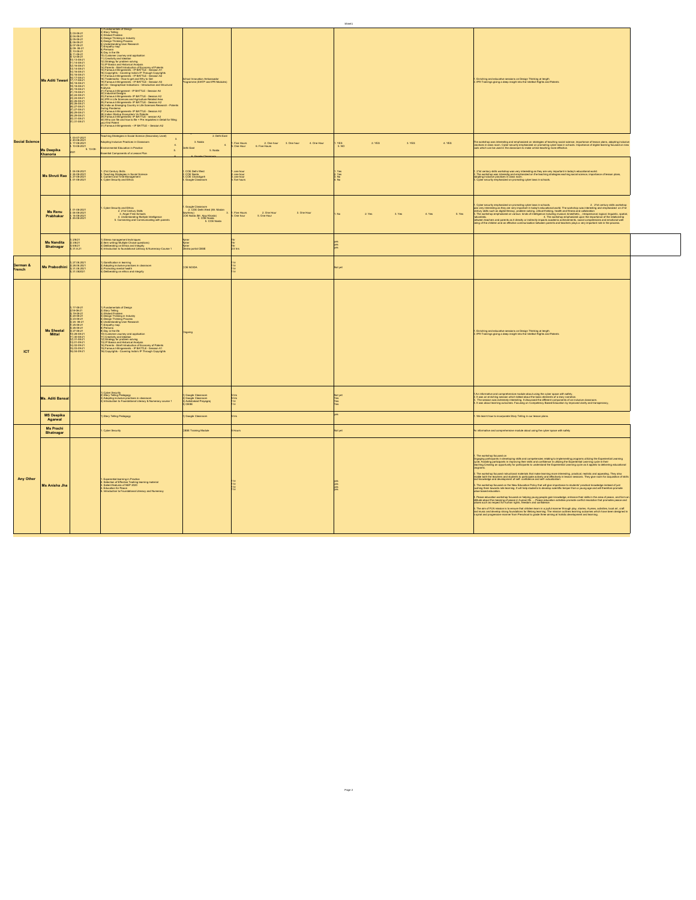| | | | | | | | |
|---|---|---|---|---|---|---|---|
| Social Science | Ms Aditi Tewari | 1) 03-08-21<br>2) 05-08-21<br>3) 06-08-21<br>4) 06-08-21<br>5) 07-08-21<br>6) 09- 08-21<br>7) 10-08-21<br>8) 11-08-21<br>9) 12-08-21<br>10) 13-08-21<br>11) 14-08-21<br>12) 16-08-21<br>13) 14-08-21<br>14) 16-08-21<br>15) 16-08-21<br>16) 17-08-21<br>17) 17-08-21<br>18) 18-08-21<br>19) 18-08-21<br>20) 19-08-21<br>21) 19-08-21<br>22) 20-08-21<br>23) 24-08-21<br>24) 26-08-21<br>25) 26-08-21<br>26) 27-08-21<br>27) 27-08-21<br>28) 28-08-21<br>29) 29-08-21<br>30) 31-08-21<br>31) 31-08-21 | 1) Fundamentals of Design<br>2) Story Telling<br>3) Wicked Problem<br>4) Design Thinking in Industry<br>5) Design Thinking Process<br>6) Understanding User Research<br>7) Empathy map<br>8) Persona<br>9) Day in the life<br>10) Customer Journey and application<br>11) Creativity and Ideation<br>12) Strategy for problem solving<br>13) IP Basics and Historical Analysis<br>14) Patents - Brief Introduction of Economy of Patents<br>15) Famous Infringements - IP BATTLE - Session A1<br>16) Copyrights - Covering India's IP Through Copyrights<br>17) Famous Infringements - IP BATTLE - Session A2<br>18) Trademarks - How to get and Why to Get<br>19) Famous Infringements - IP BATTLE - Session A3<br>20) GI - Geographical Indications - Introduction and Structural Analysis<br>21) Famous Infringement - IP BATTLE - Session A4<br>22) Industrial Designs<br>23) Famous Infringements- IP BATTLE - Session A2<br>24) IPR in Life Sciences and Agriculture Related Area<br>25) Famous Infringements- IP BATTLE - Session A2<br>26) India as Emerging Country in Life Sciences Research - Patents During Pandemic<br>27) Famous Infringements- IP BATTLE - Session A2<br>28) Indian Startup Ecosystem Vs Patents<br>29) Famous Infringements- IP BATTLE - session A2<br>30) Who can file and how to file + Pre requisites in Detail for filing your first Patent<br>31) Famous Infringements - IP BATTLE - Session A2 | School Innovation Ambassador Programme (EIATP and IPR Modules) | | | 1. Enriching and educative sessions on Design Thinking at length<br>2. IPR Trainings giving a deep insight into the Intellect Rights and Patents |
| | Ms Deepika Khanoria | 1. 03-07-2021<br>2. 20-08-2021<br>3. 17-08-2021<br>4. 10-08-2021<br>5. 13-09-2021 | Teaching Strategies in Social Science (Secondary Level)<br>Adopting Inclusive Practices in Classroom<br>Environmental Education in Practice<br>Essential Components of a Lesson Plan | 2. Delhi East<br>3. Noida<br>4. Delhi East<br>5. Noida<br>6. Google Classroom | 1. Five Hours 2. One hour 3. One hour 4. One Hour 5. One Hour 6. Five Hours | 1. YES 2. YES 3. YES 4. YES 5. NO | The workshop was interesting and emphasized on strategies of teaching social science, importance of lesson plans, adopting inclusive practices in class room. Cyber security emphasized on promoting cyber laws in schools. Importance of digital learning focused on new tools which can be used in the classroom to make online teaching more effective. |
| | Ms Shruti Rao | 1. 04-06-2021<br>2. 26-06-2021<br>3. 27-08-2021<br>4. 31-08-2021 | 1. 21st Century Skills<br>2. Teaching Strategies in Social Science<br>3. Content and Time Management<br>4. Cyber Security and Ethics | 1. COE Delhi West<br>2. COE Noida<br>3. COE Chandigarh<br>4. Google Classroom | 1. one hour<br>2. one hour<br>3. one hour<br>4. five hours | 1. Yes<br>2. Yes<br>3. No<br>4. No | 1. 21st century skills workshop was very interesting as they are very important in today's educational world.<br>2. The workshop was interesting and emphasized on the teaching strategies eaching social science, importance of lesson plans, adopting inclusive practices in class room.<br>3. Cyber security emphasized on promoting cyber laws in schools. |
| | Ms Renu Prabhakar | 1. 21-08-2021<br>2. 04-09-2021<br>3. 18-09-2021<br>4. 25-09-2021 | 1. Cyber Security and Ethics<br>2. 21st Century Skills<br>3. Anger Free Schools<br>4. Understanding Multiple Intelligence<br>5. Connecting and Communicating with parents | 1. Google Classroom<br>2. COE Delhi West (Mr. Madan Bawtrey)<br>3. COE Noida (Mr. Ajay Khosla)<br>4. COE Noida<br>5. COE Noida | 1. Five Hours 2. One Hour 3. One Hour 4. One hour 5. One Hour | 1. No 2. Yes 3. Yes 4. Yes 5. Yes | 1. Cyber security emphasized on promoting cyber laws in schools. 2. 21st century skills workshop was very interesting as they are very important in today's educational world. The workshop was interesting and emphasized on 21st century skills such as digital literacy, problem solving, critical thinking, health and fitness and collaboration<br>3. The workshop emphasized on various kinds of intelligence including musical, kinesthetic, , intrapersonal, logical, linguistic, spatial, naturalistic. 4. The workshop emphasized upon the importance of the relationship between teachers and parents as it directly or indirectly impacts academic achievements, social competencies and emotional well being of the children and an effective communication between parents and teachers plays a very important role in the process. |
| | Ms Nandita Bhatnagar | 1) 2/8/21<br>2) 3/8/21<br>3) 6/8/21<br>4) 31.8.21 | 1) Stress management techniques<br>2) Item writing( Multiple Choice questions)<br>3) Deliberating on Ethics and Integrity<br>4) Introduction to foundational Literacy & Numeracy Course 1 | Ajmer<br>Ajmer<br>Ajmer<br>Diksha portal CBSE | 1hr<br>1hr<br>1hr<br>2.5 hrs | yes<br>yes<br>yes | |
| German & French | Ms Prabodhini | 1) 07.06.2021<br>2) 26.08.2021<br>3) 31.08.2021<br>4) 01.092021 | 1) Gamification in learning<br>2) Adopting inclusive practices in classroom<br>3) Promoting mental health<br>4) Deliberating on ethics and integrity | COE NOIDA | 1 hr<br>1 hr<br>1 hr<br>1 hr | Not yet | |
| ICT | Ms Sheetal Mittal | 1) 17-08-21<br>2) 18-08-21<br>3) 19-08-21<br>4) 20-08-21<br>5) 20-08-21<br>6) 20- 08-21<br>7) 26-08-21<br>8) 26-08-21<br>9) 27-08-21<br>10) 28-08-21<br>11) 30-08-21<br>12) 31-08-21<br>13) 01-09-21<br>14) 02-09-21<br>15) 03-09-21<br>16) 04-09-21 | 1) Fundamentals of Design<br>2) Story Telling<br>3) Wicked Problem<br>4) Design Thinking in Industry<br>5) Design Thinking Process<br>6) Understanding User Research<br>7) Empathy map<br>8) Persona<br>9) Day in the life<br>10) Customer Journey and application<br>11) Creativity and Ideation<br>12) Strategy for problem solving<br>13) IP Basics and Historical Analysis<br>14) Patents - Brief Introduction of Economy of Patents<br>15) Famous Infringements - IP BATTLE - Session A1<br>16) Copyrights - Covering India's IP Through Copyrights | Ongoing | | | 1. Enriching and educative sessions on Design Thinking at length<br>2. IPR Trainings giving a deep insight into the Intellect Rights and Patents |
| | Ms. Aditi Bansal | | 1) Cyber Security<br>2) Story Telling Pedagogy<br>3) Adopting inclusive practices in classroom<br>4) Introduction to Foundational Literacy & Numeracy Course 1 | 1) Google Classroom<br>2) Google Classroom<br>3) Arabindoyal Prayagraj<br>4) CBSE | 5 hrs<br>5 hrs<br>1 hr<br>1 hr | Not yet<br>Yes<br>Yes<br>Yes | 1.An informative and comprehensive module about using the cyber space with safety.<br>2. It was an enriching session which talked about the basic elements of a story narration.<br>3. The session was extremely interesting. It discussed the different components of an inclusive classroom.<br>4. It was about learning outcomes. Focusing on Competency Based Education by improved clarity and transparency. |
| | MS Deepika Agarwal | | 1) Story Telling Pedagogy | 1) Google Classroom | 5 hrs | yes | 1. We learnt how to incorporate Story Telling in our lesson plans |
| Any Other | Ms Prachi Bhatnagar | | 1. Cyber Security | CBSE Training Module | 5 Hours | Not yet | An informative and comprehensive module about using the cyber space with safety |
| | Ms Anisha Jha | | 1. Experiential learning in Practice<br>2. Selection of Effective Training learning material<br>3. Salient features of NEP 2020<br>4. Education for Peace<br>5. Introduction to Foundational Literacy and Numeracy | | 1 hr<br>1 hr<br>1 hr<br>1 hr | yes<br>yes<br>yes<br>yes | 1. The workshop focused on Engaging participants in developing skills and competencies relating to implementing programs utilizing the Experiential Learning cycle; Assisting participants to improving their skills and confidence in utilizing the Experiential Learning cycle in their teaching;Creating an opportunity for participants to understand the Experiential Learning cycle as it applies to delivering educational programs.<br>2. The workshop focused instructional materials that make learning more interesting, practical, realistic and appealing. They also enable both the teachers and students to participate actively and effectively in lesson sessions. They give room for acquisition of skills and knowledge and development of self- confidence and self- actualization.<br>3. The workshop focused on the New Education Policy that will give importance to students' practical knowledge instead of just pushing them towards rote learning. It will help students to develop scientific temper from a young age and will therefore promote vision based education.<br>4. Peace education workshop focused on helping young people gain knowledge, enhance their skills in the area of peace, and form an attitude about the meaning of peace in human life. ... Peace education activities promote conflict resolution that promotes peace and values such as respect for human rights, freedom and confidence.<br>5. The aim of FLN mission is to ensure that children learn in a joyful manner through play, stories, rhymes, activities, local art, craft and music and develop strong foundations for lifelong learning. The mission outlines learning outcomes which have been designed in a spiral and progressive manner from Preschool to grade three aiming at holistic development and learning. |